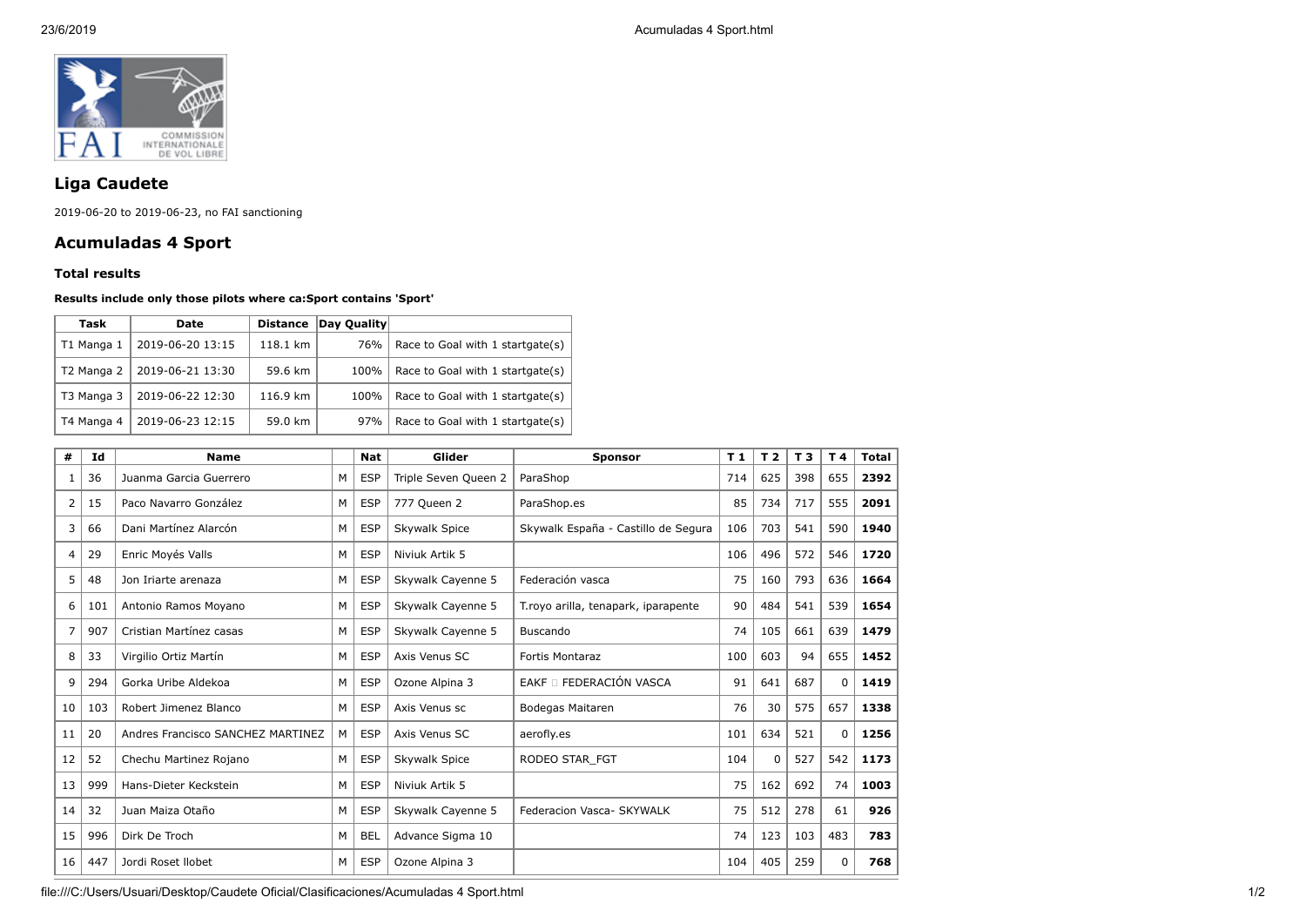## Liga Caudete

2019-06-20 to 2019-06-23, no FAI sanctioning

## Acumuladas 4 Sport

### Total results

**Results include only those pilots where ca:Sport contains 'Sport'**

| Task | Date | Distance | Day Quality | |
|---|---|---|---|---|
| T1 Manga 1 | 2019-06-20 13:15 | 118.1 km | 76% | Race to Goal with 1 startgate(s) |
| T2 Manga 2 | 2019-06-21 13:30 | 59.6 km | 100% | Race to Goal with 1 startgate(s) |
| T3 Manga 3 | 2019-06-22 12:30 | 116.9 km | 100% | Race to Goal with 1 startgate(s) |
| T4 Manga 4 | 2019-06-23 12:15 | 59.0 km | 97% | Race to Goal with 1 startgate(s) |

| # | Id | Name | | Nat | Glider | Sponsor | T 1 | T 2 | T 3 | T 4 | Total |
|---|---|---|---|---|---|---|---|---|---|---|---|
| 1 | 36 | Juanma Garcia Guerrero | M | ESP | Triple Seven Queen 2 | ParaShop | 714 | 625 | 398 | 655 | **2392** |
| 2 | 15 | Paco Navarro González | M | ESP | 777 Queen 2 | ParaShop.es | 85 | 734 | 717 | 555 | **2091** |
| 3 | 66 | Dani Martínez Alarcón | M | ESP | Skywalk Spice | Skywalk España - Castillo de Segura | 106 | 703 | 541 | 590 | **1940** |
| 4 | 29 | Enric Moyés Valls | M | ESP | Niviuk Artik 5 | | 106 | 496 | 572 | 546 | **1720** |
| 5 | 48 | Jon Iriarte arenaza | M | ESP | Skywalk Cayenne 5 | Federación vasca | 75 | 160 | 793 | 636 | **1664** |
| 6 | 101 | Antonio Ramos Moyano | M | ESP | Skywalk Cayenne 5 | T.royo arilla, tenapark, iparapente | 90 | 484 | 541 | 539 | **1654** |
| 7 | 907 | Cristian Martínez casas | M | ESP | Skywalk Cayenne 5 | Buscando | 74 | 105 | 661 | 639 | **1479** |
| 8 | 33 | Virgilio Ortiz Martín | M | ESP | Axis Venus SC | Fortis Montaraz | 100 | 603 | 94 | 655 | **1452** |
| 9 | 294 | Gorka Uribe Aldekoa | M | ESP | Ozone Alpina 3 | EAKF  FEDERACIÓN VASCA | 91 | 641 | 687 | 0 | **1419** |
| 10 | 103 | Robert Jimenez Blanco | M | ESP | Axis Venus sc | Bodegas Maitaren | 76 | 30 | 575 | 657 | **1338** |
| 11 | 20 | Andres Francisco SANCHEZ MARTINEZ | M | ESP | Axis Venus SC | aerofly.es | 101 | 634 | 521 | 0 | **1256** |
| 12 | 52 | Chechu Martinez Rojano | M | ESP | Skywalk Spice | RODEO STAR_FGT | 104 | 0 | 527 | 542 | **1173** |
| 13 | 999 | Hans-Dieter Keckstein | M | ESP | Niviuk Artik 5 | | 75 | 162 | 692 | 74 | **1003** |
| 14 | 32 | Juan Maiza Otaño | M | ESP | Skywalk Cayenne 5 | Federacion Vasca- SKYWALK | 75 | 512 | 278 | 61 | **926** |
| 15 | 996 | Dirk De Troch | M | BEL | Advance Sigma 10 | | 74 | 123 | 103 | 483 | **783** |
| 16 | 447 | Jordi Roset llobet | M | ESP | Ozone Alpina 3 | | 104 | 405 | 259 | 0 | **768** |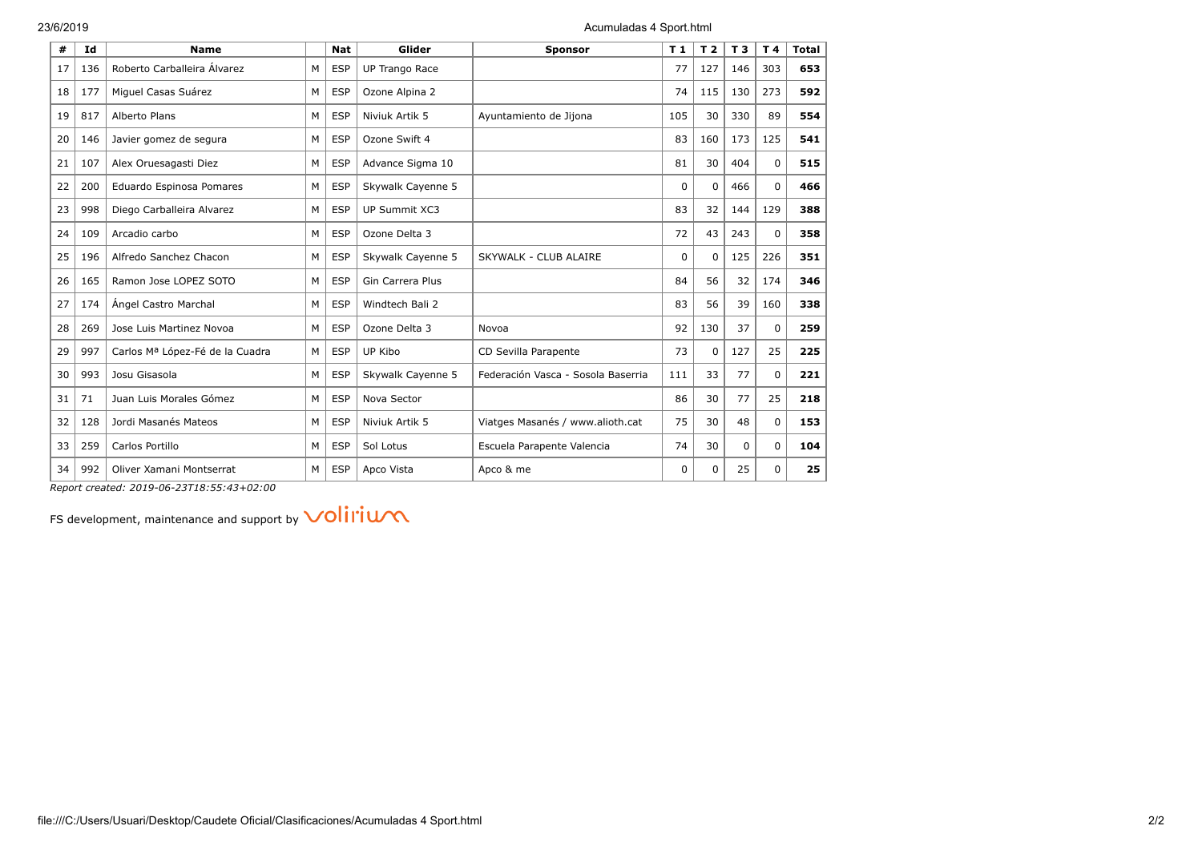| # | Id | Name | | Nat | Glider | Sponsor | T 1 | T 2 | T 3 | T 4 | Total |
|---|---|---|---|---|---|---|---|---|---|---|---|
| 17 | 136 | Roberto Carballeira Álvarez | M | ESP | UP Trango Race | | 77 | 127 | 146 | 303 | **653** |
| 18 | 177 | Miguel Casas Suárez | M | ESP | Ozone Alpina 2 | | 74 | 115 | 130 | 273 | **592** |
| 19 | 817 | Alberto Plans | M | ESP | Niviuk Artik 5 | Ayuntamiento de Jijona | 105 | 30 | 330 | 89 | **554** |
| 20 | 146 | Javier gomez de segura | M | ESP | Ozone Swift 4 | | 83 | 160 | 173 | 125 | **541** |
| 21 | 107 | Alex Oruesagasti Diez | M | ESP | Advance Sigma 10 | | 81 | 30 | 404 | 0 | **515** |
| 22 | 200 | Eduardo Espinosa Pomares | M | ESP | Skywalk Cayenne 5 | | 0 | 0 | 466 | 0 | **466** |
| 23 | 998 | Diego Carballeira Alvarez | M | ESP | UP Summit XC3 | | 83 | 32 | 144 | 129 | **388** |
| 24 | 109 | Arcadio carbo | M | ESP | Ozone Delta 3 | | 72 | 43 | 243 | 0 | **358** |
| 25 | 196 | Alfredo Sanchez Chacon | M | ESP | Skywalk Cayenne 5 | SKYWALK - CLUB ALAIRE | 0 | 0 | 125 | 226 | **351** |
| 26 | 165 | Ramon Jose LOPEZ SOTO | M | ESP | Gin Carrera Plus | | 84 | 56 | 32 | 174 | **346** |
| 27 | 174 | Ángel Castro Marchal | M | ESP | Windtech Bali 2 | | 83 | 56 | 39 | 160 | **338** |
| 28 | 269 | Jose Luis Martinez Novoa | M | ESP | Ozone Delta 3 | Novoa | 92 | 130 | 37 | 0 | **259** |
| 29 | 997 | Carlos Mª López-Fé de la Cuadra | M | ESP | UP Kibo | CD Sevilla Parapente | 73 | 0 | 127 | 25 | **225** |
| 30 | 993 | Josu Gisasola | M | ESP | Skywalk Cayenne 5 | Federación Vasca - Sosola Baserria | 111 | 33 | 77 | 0 | **221** |
| 31 | 71 | Juan Luis Morales Gómez | M | ESP | Nova Sector | | 86 | 30 | 77 | 25 | **218** |
| 32 | 128 | Jordi Masanés Mateos | M | ESP | Niviuk Artik 5 | Viatges Masanés / www.alioth.cat | 75 | 30 | 48 | 0 | **153** |
| 33 | 259 | Carlos Portillo | M | ESP | Sol Lotus | Escuela Parapente Valencia | 74 | 30 | 0 | 0 | **104** |
| 34 | 992 | Oliver Xamani Montserrat | M | ESP | Apco Vista | Apco & me | 0 | 0 | 25 | 0 | **25** |

*Report created: 2019-06-23T18:55:43+02:00*

FS development, maintenance and support by volirium